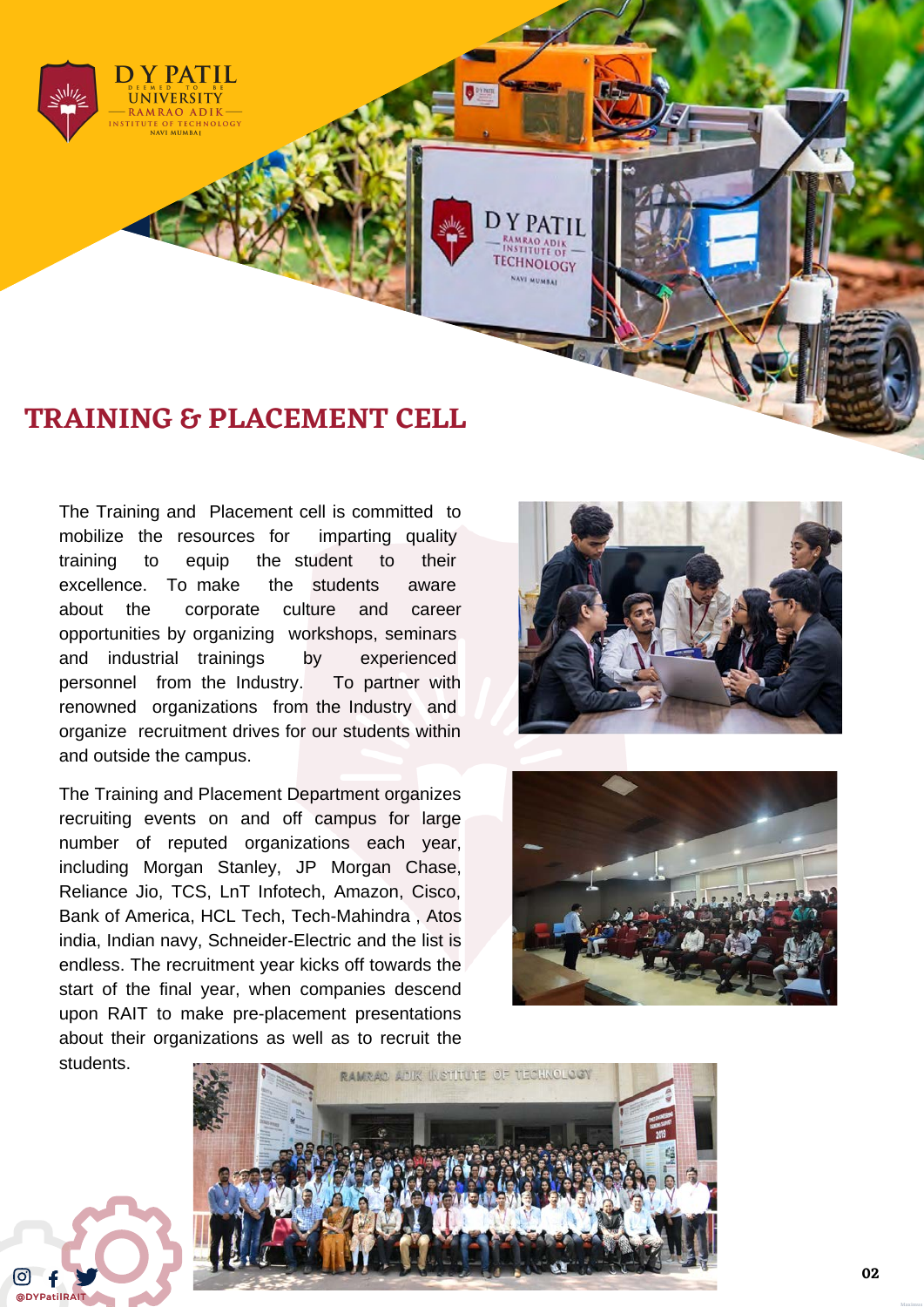# TRAINING & PLACEMENT CELL

The Training and Placement cell is committed to mobilize the resources for imparting quality training to equip the student to their excellence. To make the students aware about the corporate culture and career opportunities by organizing workshops, seminars and industrial trainings by experienced personnel from the Industry. To partner with renowned organizations from the Industry and organize recruitment drives for our students within and outside the campus.

The Training and Placement Department organizes recruiting events on and off campus for large number of reputed organizations each year, including Morgan Stanley, JP Morgan Chase, Reliance Jio, TCS, LnT Infotech, Amazon, Cisco, Bank of America, HCL Tech, Tech-Mahindra , Atos india, Indian navy, Schneider-Electric and the list is endless. The recruitment year kicks off towards the start of the final year, when companies descend upon RAIT to make pre-placement presentations about their organizations as well as to recruit the students.

@DYPatilRAIT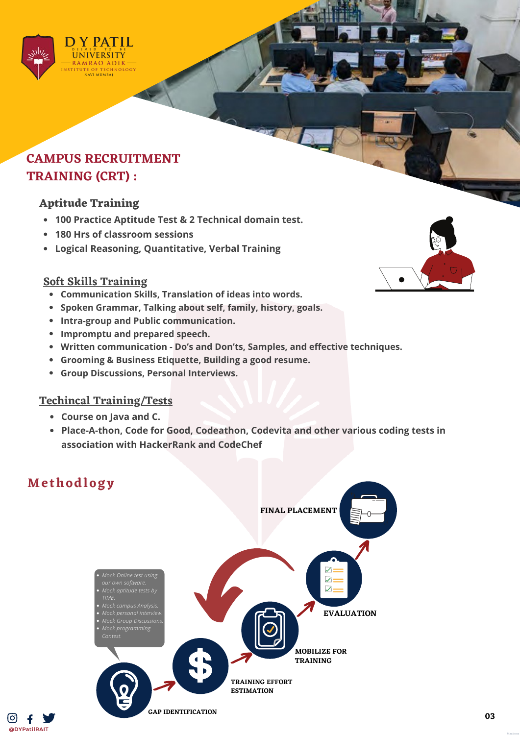# CAMPUS RECRUITMENT TRAINING (CRT) :

## Aptitude Training

- 100 Practice Aptitude Test & 2 Technical domain test.
- 180 Hrs of classroom sessions
- Logical Reasoning, Quantitative, Verbal Training

## Soft Skills Training

- Communication Skills, Translation of ideas into words.
- Spoken Grammar, Talking about self, family, history, goals.
- Intra-group and Public communication.
- Impromptu and prepared speech.
- Written communication - Do's and Don'ts, Samples, and effective techniques.
- Grooming & Business Etiquette, Building a good resume.
- Group Discussions, Personal Interviews.

## Techincal Training/Tests

- Course on Java and C.
- Place-A-thon, Code for Good, Codeathon, Codevita and other various coding tests in association with HackerRank and CodeChef

# Methodlogy

- *Mock Online test using our own software.*
- *Mock aptitude tests by TIME.*
- *Mock campus Analysis.*
- *Mock personal interview.*
- *Mock Group Discussions.*
- *Mock programming Contest.*

GAP IDENTIFICATION

TRAINING EFFORT ESTIMATION

MOBILIZE FOR TRAINING

EVALUATION

FINAL PLACEMENT

@DYPatilRAIT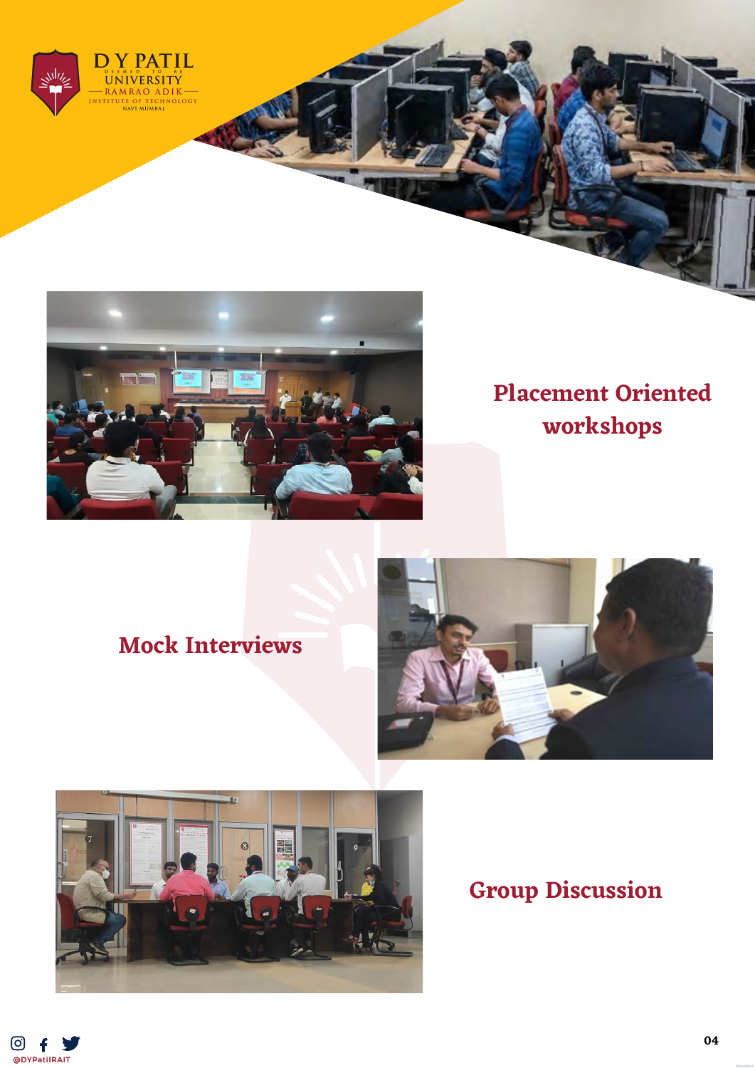## Placement Oriented workshops

## Mock Interviews

## Group Discussion

@DYPatilRAIT